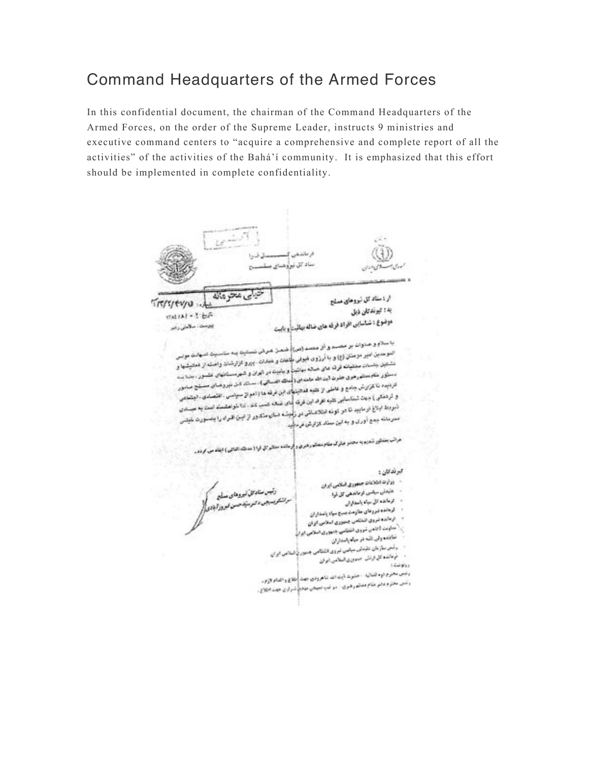# Command Headquarters of the Armed Forces

In this confidential document, the chairman of the Command Headquarters of the Armed Forces, on the order of the Supreme Leader, instructs 9 ministries and executive command centers to "acquire a comprehensive and complete report of all the activities" of the activities of the Bahá'í community. It is emphasized that this effort should be implemented in complete confidentiality.

جمهوری اسلامی ایران

فرماندهی کل قوا
ستاد کل نیروهای مسلح

**خیلی محرمانه**

شماره: ۱۲/۲/۴۷/۱۵
تاریخ: ۱۳۸۴/۸/۰۲
پیوست: ندارد

از: ستاد کل نیروهای مسلح
به: گیرندگان ذیل
موضوع: شناسایی افراد فرقه های ضاله بهائیت و بابیت

با سلام و صلوات بر محمد و آل محمد (ص)، ضمن عرض تسلیت به مناسبت شهادت مولی الموحدین امیر مؤمنان (ع) و با آرزوی قبولی طاعات و عبادات، پیرو گزارشات واصله از فعالیتها و تشکیل جلسات مخفیانه فرقه های ضاله بهائیت و بابیت در تهران و شهرستانهای کشور، بنا به دستور مقام معظم رهبری حضرت آیت الله خامنه ای (مدظله العالی)، ستاد کل نیروهای مسلح مأمور گردیده تا گزارش جامع و کاملی از کلیه فعالیتهای این فرقه ها (اعم از سیاسی، اقتصادی، اجتماعی و فرهنگی) جهت شناسایی کلیه افراد این فرقه های ضاله کسب کند. لذا خواهشمند است به مبادی ذیربط ابلاغ فرمایید تا هر گونه اطلاعاتی در زمینه فعالیتهای مذکور از این افراد را بصورت خیلی محرمانه جمع آوری و به این ستاد گزارش فرمایید.

مراتب بمنظور استحضار به محضر مبارک مقام معظم رهبری و فرمانده معظم کل قوا (مدظله العالی) ایفاد می گردد.

رئیس ستاد کل نیروهای مسلح
سرلشکر بسیجی دکتر سید حسن فیروزآبادی

گیرندگان:
- وزارت اطلاعات جمهوری اسلامی ایران
- عقیدتی سیاسی فرماندهی کل قوا
- فرمانده کل سپاه پاسداران
- فرمانده نیروهای مقاومت بسیج سپاه پاسداران
- فرمانده نیروی انتظامی جمهوری اسلامی ایران
- معاونت آگاهی نیروی انتظامی جمهوری اسلامی ایران
- نماینده ولی فقیه در سپاه پاسداران
- رئیس سازمان عقیدتی سیاسی نیروی انتظامی جمهوری اسلامی ایران
- فرمانده کل ارتش جمهوری اسلامی ایران

رونوشت:
- رئیس محترم قوه قضائیه: حضرت آیت الله شاهرودی جهت اطلاع و اقدام لازم.
- رئیس محترم دفتر مقام معظم رهبری ... جهت اطلاع.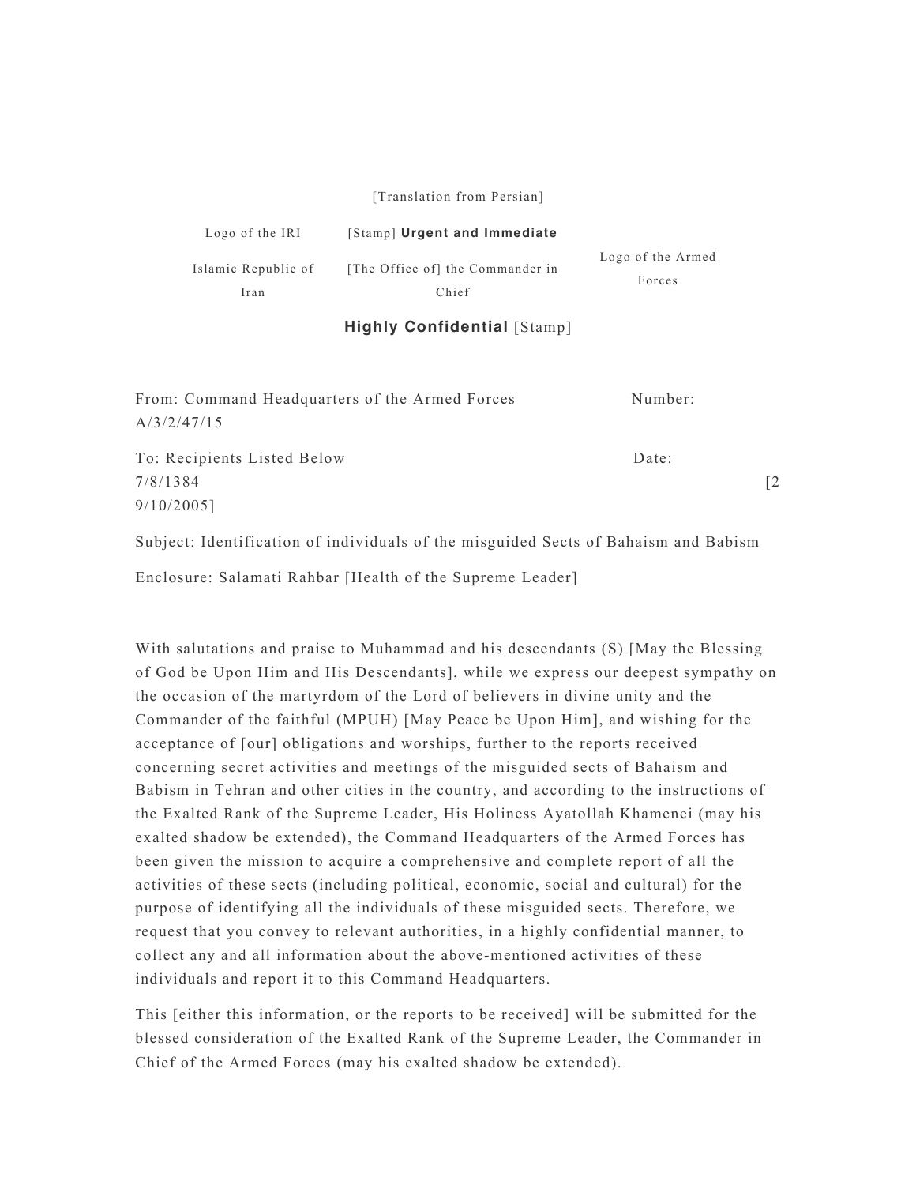[Translation from Persian]

| Logo of the IRI | [Stamp] **Urgent and Immediate** | |
|---|---|---|
| Islamic Republic of Iran | [The Office of] the Commander in Chief | Logo of the Armed Forces |

**Highly Confidential** [Stamp]

From: Command Headquarters of the Armed Forces Number: A/3/2/47/15

To: Recipients Listed Below Date: 7/8/1384 [29/10/2005]

Subject: Identification of individuals of the misguided Sects of Bahaism and Babism

Enclosure: Salamati Rahbar [Health of the Supreme Leader]

With salutations and praise to Muhammad and his descendants (S) [May the Blessing of God be Upon Him and His Descendants], while we express our deepest sympathy on the occasion of the martyrdom of the Lord of believers in divine unity and the Commander of the faithful (MPUH) [May Peace be Upon Him], and wishing for the acceptance of [our] obligations and worships, further to the reports received concerning secret activities and meetings of the misguided sects of Bahaism and Babism in Tehran and other cities in the country, and according to the instructions of the Exalted Rank of the Supreme Leader, His Holiness Ayatollah Khamenei (may his exalted shadow be extended), the Command Headquarters of the Armed Forces has been given the mission to acquire a comprehensive and complete report of all the activities of these sects (including political, economic, social and cultural) for the purpose of identifying all the individuals of these misguided sects. Therefore, we request that you convey to relevant authorities, in a highly confidential manner, to collect any and all information about the above-mentioned activities of these individuals and report it to this Command Headquarters.

This [either this information, or the reports to be received] will be submitted for the blessed consideration of the Exalted Rank of the Supreme Leader, the Commander in Chief of the Armed Forces (may his exalted shadow be extended).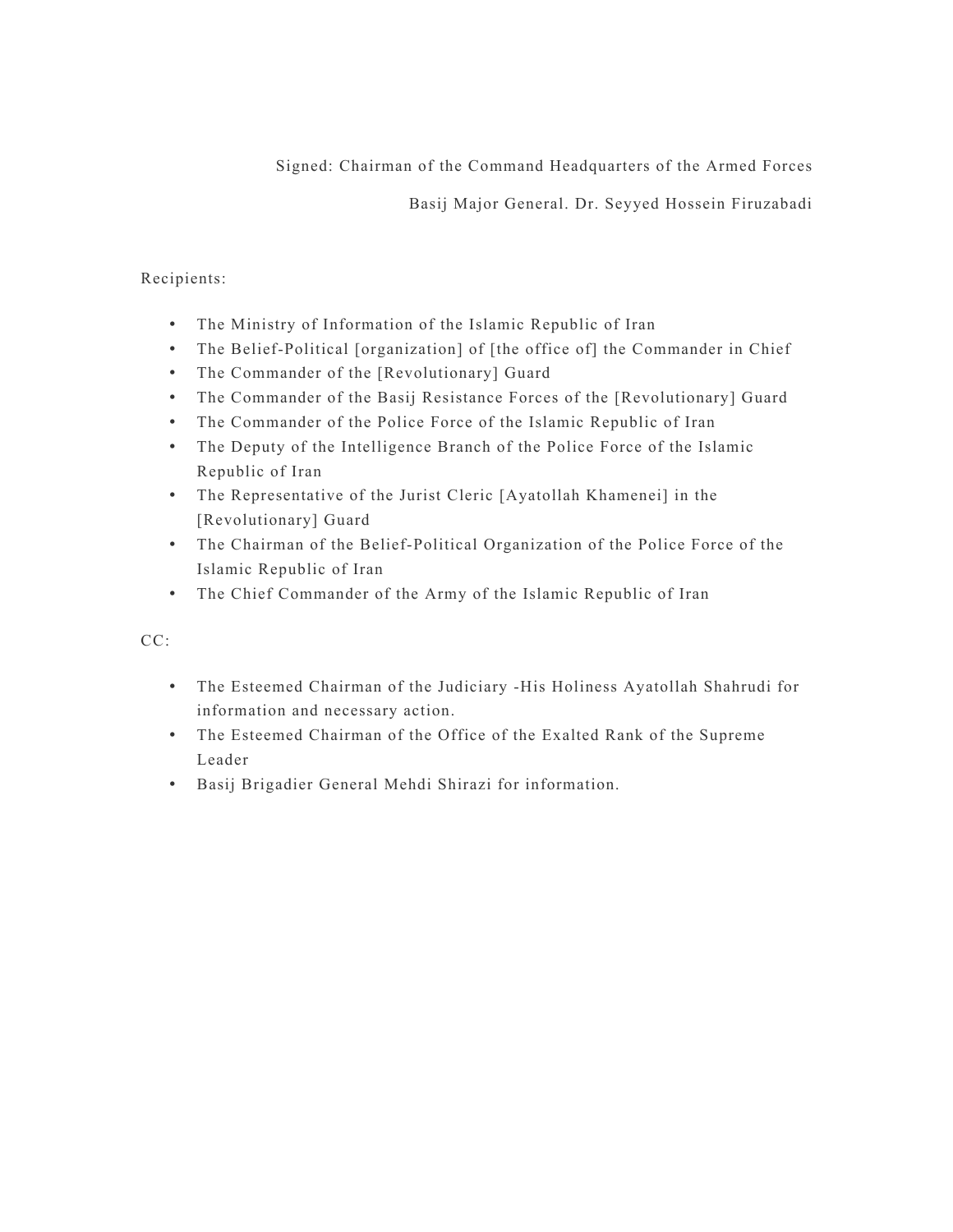Signed: Chairman of the Command Headquarters of the Armed Forces

Basij Major General. Dr. Seyyed Hossein Firuzabadi

Recipients:

- The Ministry of Information of the Islamic Republic of Iran
- The Belief-Political [organization] of [the office of] the Commander in Chief
- The Commander of the [Revolutionary] Guard
- The Commander of the Basij Resistance Forces of the [Revolutionary] Guard
- The Commander of the Police Force of the Islamic Republic of Iran
- The Deputy of the Intelligence Branch of the Police Force of the Islamic Republic of Iran
- The Representative of the Jurist Cleric [Ayatollah Khamenei] in the [Revolutionary] Guard
- The Chairman of the Belief-Political Organization of the Police Force of the Islamic Republic of Iran
- The Chief Commander of the Army of the Islamic Republic of Iran

CC:

- The Esteemed Chairman of the Judiciary -His Holiness Ayatollah Shahrudi for information and necessary action.
- The Esteemed Chairman of the Office of the Exalted Rank of the Supreme Leader
- Basij Brigadier General Mehdi Shirazi for information.